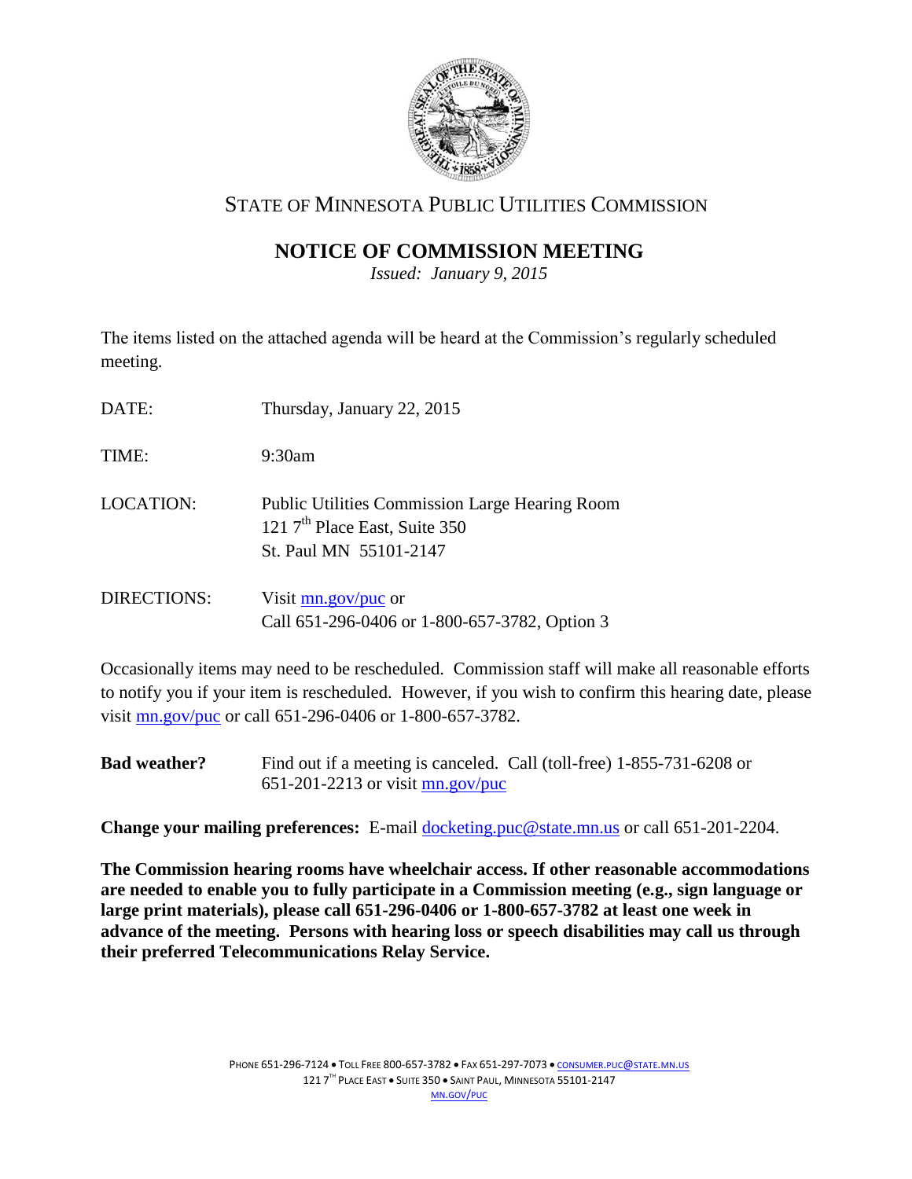# STATE OF MINNESOTA PUBLIC UTILITIES COMMISSION

## NOTICE OF COMMISSION MEETING

*Issued: January 9, 2015*

The items listed on the attached agenda will be heard at the Commission's regularly scheduled meeting.

DATE: Thursday, January 22, 2015

TIME: 9:30am

LOCATION: Public Utilities Commission Large Hearing Room
121 7th Place East, Suite 350
St. Paul MN 55101-2147

DIRECTIONS: Visit mn.gov/puc or
Call 651-296-0406 or 1-800-657-3782, Option 3

Occasionally items may need to be rescheduled. Commission staff will make all reasonable efforts to notify you if your item is rescheduled. However, if you wish to confirm this hearing date, please visit mn.gov/puc or call 651-296-0406 or 1-800-657-3782.

**Bad weather?** Find out if a meeting is canceled. Call (toll-free) 1-855-731-6208 or 651-201-2213 or visit mn.gov/puc

**Change your mailing preferences:** E-mail docketing.puc@state.mn.us or call 651-201-2204.

**The Commission hearing rooms have wheelchair access. If other reasonable accommodations are needed to enable you to fully participate in a Commission meeting (e.g., sign language or large print materials), please call 651-296-0406 or 1-800-657-3782 at least one week in advance of the meeting. Persons with hearing loss or speech disabilities may call us through their preferred Telecommunications Relay Service.**

PHONE 651-296-7124 • TOLL FREE 800-657-3782 • FAX 651-297-7073 • CONSUMER.PUC@STATE.MN.US
121 7TH PLACE EAST • SUITE 350 • SAINT PAUL, MINNESOTA 55101-2147
MN.GOV/PUC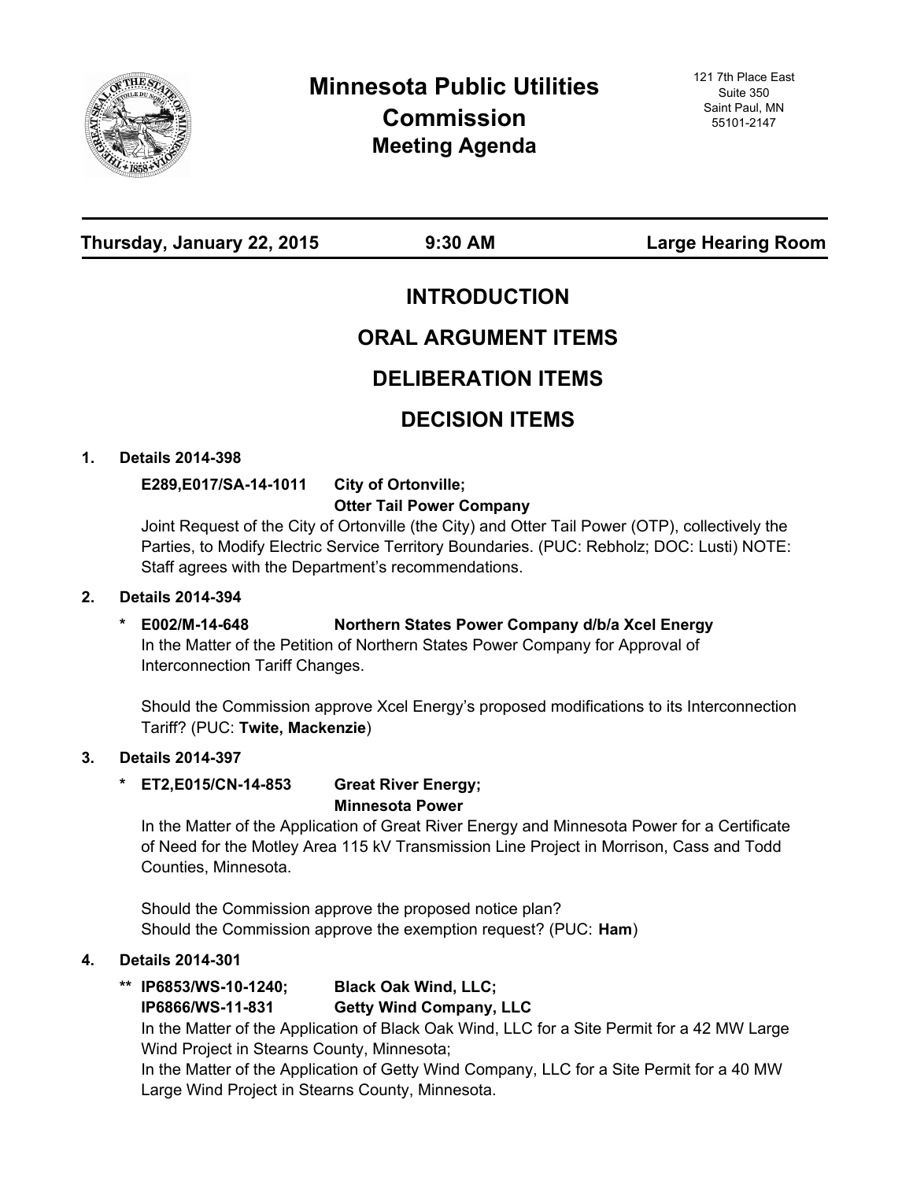# Minnesota Public Utilities Commission

## Meeting Agenda

121 7th Place East
Suite 350
Saint Paul, MN
55101-2147

**Thursday, January 22, 2015** | **9:30 AM** | **Large Hearing Room**

## INTRODUCTION

## ORAL ARGUMENT ITEMS

## DELIBERATION ITEMS

## DECISION ITEMS

**1. Details 2014-398**

**E289,E017/SA-14-1011** **City of Ortonville; Otter Tail Power Company**

Joint Request of the City of Ortonville (the City) and Otter Tail Power (OTP), collectively the Parties, to Modify Electric Service Territory Boundaries. (PUC: Rebholz; DOC: Lusti) NOTE: Staff agrees with the Department's recommendations.

**2. Details 2014-394**

**\* E002/M-14-648** **Northern States Power Company d/b/a Xcel Energy**

In the Matter of the Petition of Northern States Power Company for Approval of Interconnection Tariff Changes.

Should the Commission approve Xcel Energy's proposed modifications to its Interconnection Tariff? (PUC: **Twite, Mackenzie**)

**3. Details 2014-397**

**\* ET2,E015/CN-14-853** **Great River Energy; Minnesota Power**

In the Matter of the Application of Great River Energy and Minnesota Power for a Certificate of Need for the Motley Area 115 kV Transmission Line Project in Morrison, Cass and Todd Counties, Minnesota.

Should the Commission approve the proposed notice plan?
Should the Commission approve the exemption request? (PUC: **Ham**)

**4. Details 2014-301**

**\*\* IP6853/WS-10-1240; IP6866/WS-11-831** **Black Oak Wind, LLC; Getty Wind Company, LLC**

In the Matter of the Application of Black Oak Wind, LLC for a Site Permit for a 42 MW Large Wind Project in Stearns County, Minnesota;
In the Matter of the Application of Getty Wind Company, LLC for a Site Permit for a 40 MW Large Wind Project in Stearns County, Minnesota.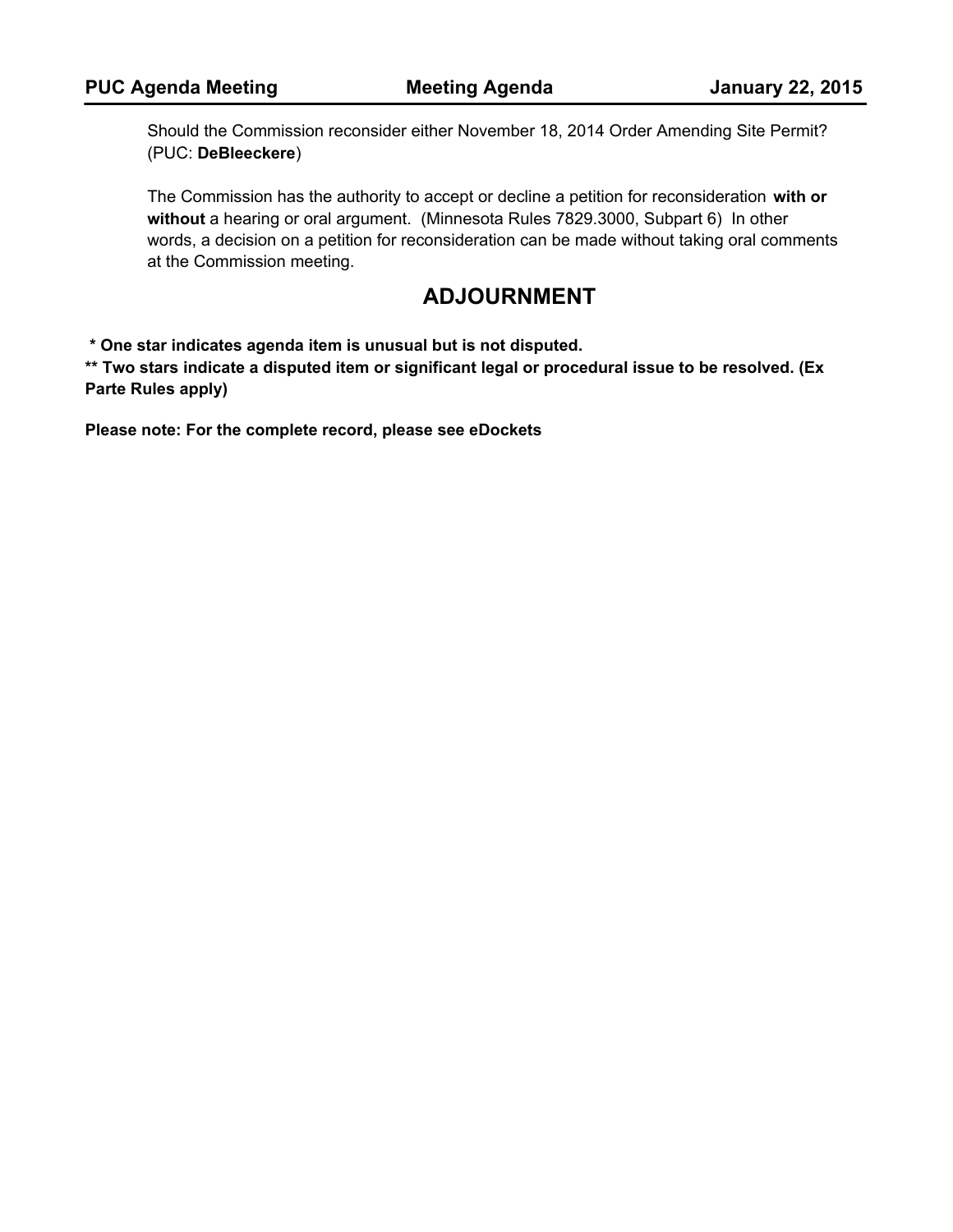Should the Commission reconsider either November 18, 2014 Order Amending Site Permit? (PUC: **DeBleeckere**)

The Commission has the authority to accept or decline a petition for reconsideration **with or without** a hearing or oral argument. (Minnesota Rules 7829.3000, Subpart 6) In other words, a decision on a petition for reconsideration can be made without taking oral comments at the Commission meeting.

## ADJOURNMENT

**\* One star indicates agenda item is unusual but is not disputed.**

**\*\* Two stars indicate a disputed item or significant legal or procedural issue to be resolved. (Ex Parte Rules apply)**

**Please note: For the complete record, please see eDockets**